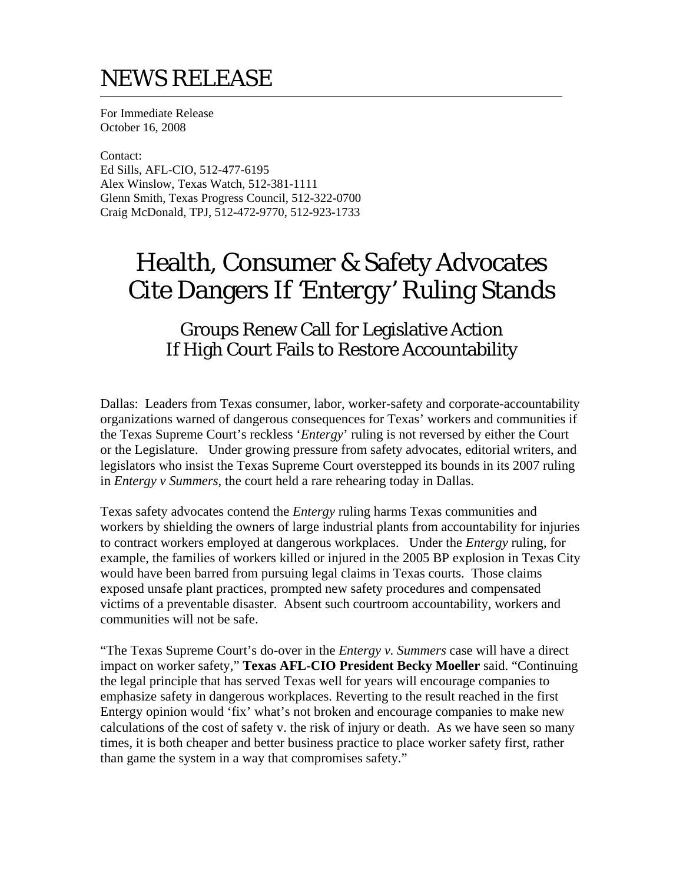# NEWS RELEASE

For Immediate Release
October 16, 2008

Contact:
Ed Sills, AFL-CIO, 512-477-6195
Alex Winslow, Texas Watch, 512-381-1111
Glenn Smith, Texas Progress Council, 512-322-0700
Craig McDonald, TPJ, 512-472-9770, 512-923-1733

## Health, Consumer & Safety Advocates Cite Dangers If 'Entergy' Ruling Stands

### Groups Renew Call for Legislative Action If High Court Fails to Restore Accountability

Dallas: Leaders from Texas consumer, labor, worker-safety and corporate-accountability organizations warned of dangerous consequences for Texas' workers and communities if the Texas Supreme Court's reckless '*Entergy*' ruling is not reversed by either the Court or the Legislature. Under growing pressure from safety advocates, editorial writers, and legislators who insist the Texas Supreme Court overstepped its bounds in its 2007 ruling in *Entergy v Summers*, the court held a rare rehearing today in Dallas.

Texas safety advocates contend the *Entergy* ruling harms Texas communities and workers by shielding the owners of large industrial plants from accountability for injuries to contract workers employed at dangerous workplaces. Under the *Entergy* ruling, for example, the families of workers killed or injured in the 2005 BP explosion in Texas City would have been barred from pursuing legal claims in Texas courts. Those claims exposed unsafe plant practices, prompted new safety procedures and compensated victims of a preventable disaster. Absent such courtroom accountability, workers and communities will not be safe.

"The Texas Supreme Court's do-over in the *Entergy v. Summers* case will have a direct impact on worker safety," **Texas AFL-CIO President Becky Moeller** said. "Continuing the legal principle that has served Texas well for years will encourage companies to emphasize safety in dangerous workplaces. Reverting to the result reached in the first Entergy opinion would 'fix' what's not broken and encourage companies to make new calculations of the cost of safety v. the risk of injury or death. As we have seen so many times, it is both cheaper and better business practice to place worker safety first, rather than game the system in a way that compromises safety."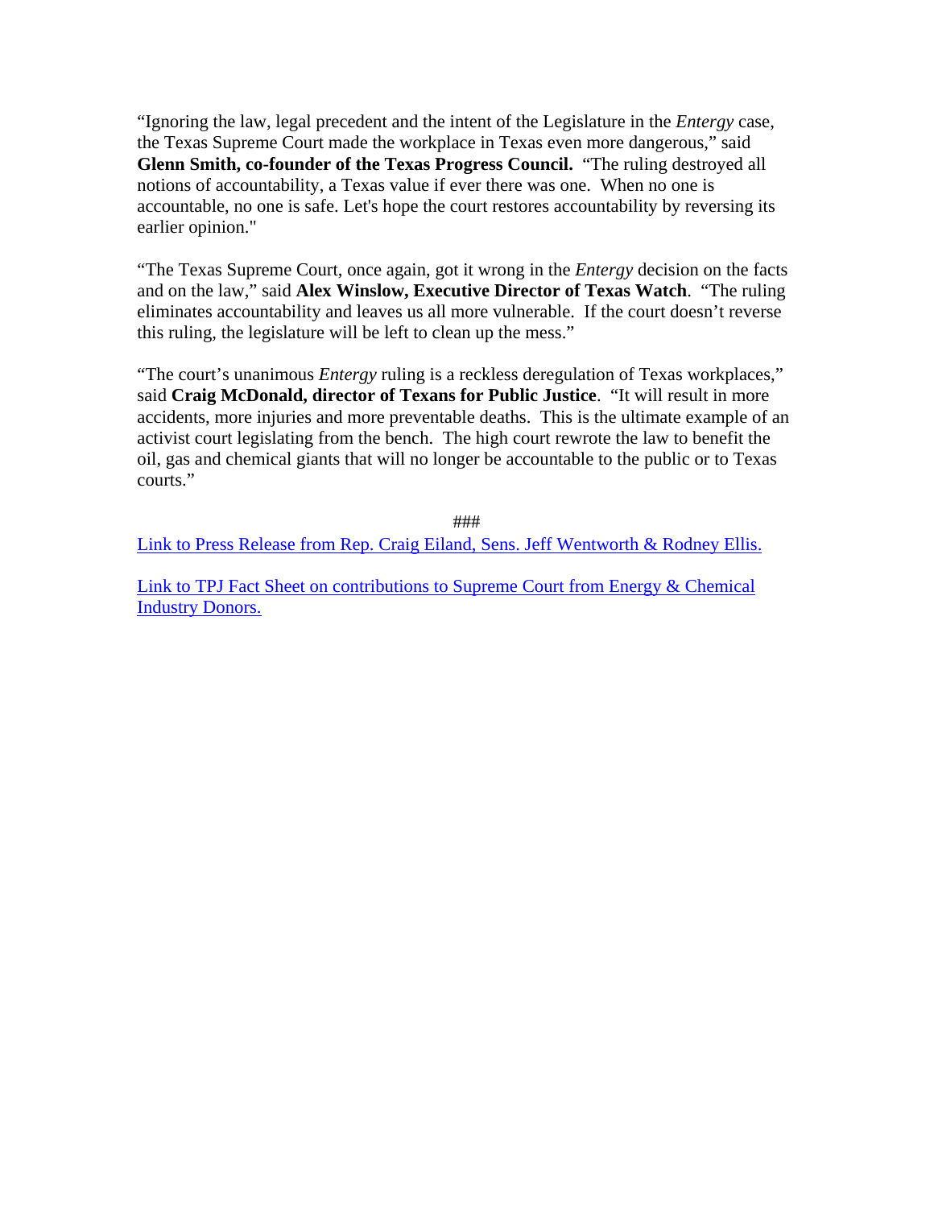"Ignoring the law, legal precedent and the intent of the Legislature in the *Entergy* case, the Texas Supreme Court made the workplace in Texas even more dangerous," said **Glenn Smith, co-founder of the Texas Progress Council.** "The ruling destroyed all notions of accountability, a Texas value if ever there was one. When no one is accountable, no one is safe. Let's hope the court restores accountability by reversing its earlier opinion."

"The Texas Supreme Court, once again, got it wrong in the *Entergy* decision on the facts and on the law," said **Alex Winslow, Executive Director of Texas Watch**. "The ruling eliminates accountability and leaves us all more vulnerable. If the court doesn't reverse this ruling, the legislature will be left to clean up the mess."

"The court's unanimous *Entergy* ruling is a reckless deregulation of Texas workplaces," said **Craig McDonald, director of Texans for Public Justice**. "It will result in more accidents, more injuries and more preventable deaths. This is the ultimate example of an activist court legislating from the bench. The high court rewrote the law to benefit the oil, gas and chemical giants that will no longer be accountable to the public or to Texas courts."

###

Link to Press Release from Rep. Craig Eiland, Sens. Jeff Wentworth & Rodney Ellis.

Link to TPJ Fact Sheet on contributions to Supreme Court from Energy & Chemical Industry Donors.